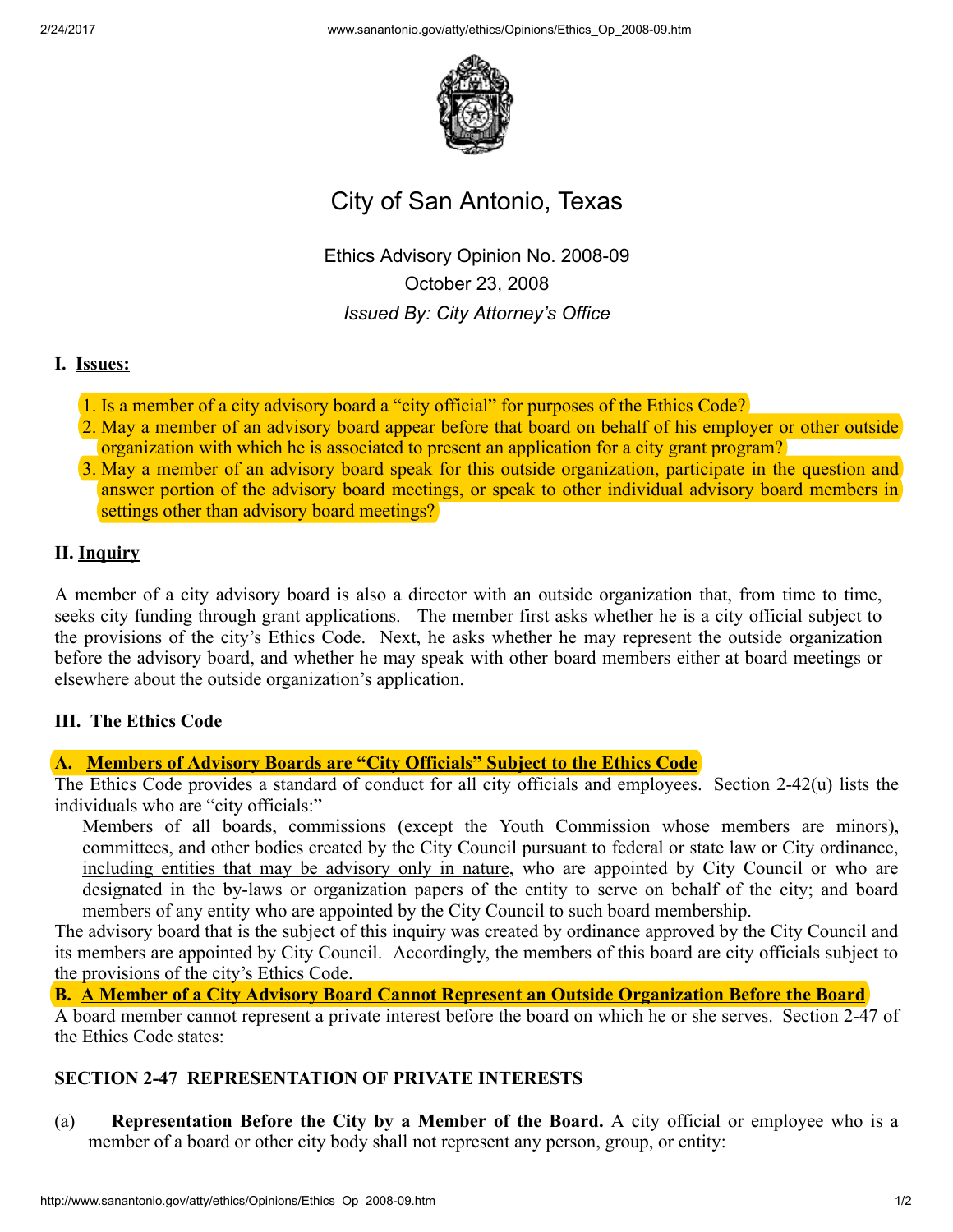# City of San Antonio, Texas

Ethics Advisory Opinion No. 2008-09
October 23, 2008
*Issued By: City Attorney's Office*

## I. Issues:

1. Is a member of a city advisory board a "city official" for purposes of the Ethics Code?
2. May a member of an advisory board appear before that board on behalf of his employer or other outside organization with which he is associated to present an application for a city grant program?
3. May a member of an advisory board speak for this outside organization, participate in the question and answer portion of the advisory board meetings, or speak to other individual advisory board members in settings other than advisory board meetings?

## II. Inquiry

A member of a city advisory board is also a director with an outside organization that, from time to time, seeks city funding through grant applications. The member first asks whether he is a city official subject to the provisions of the city's Ethics Code. Next, he asks whether he may represent the outside organization before the advisory board, and whether he may speak with other board members either at board meetings or elsewhere about the outside organization's application.

## III. The Ethics Code

### A. Members of Advisory Boards are "City Officials" Subject to the Ethics Code

The Ethics Code provides a standard of conduct for all city officials and employees. Section 2-42(u) lists the individuals who are "city officials:"

> Members of all boards, commissions (except the Youth Commission whose members are minors), committees, and other bodies created by the City Council pursuant to federal or state law or City ordinance, including entities that may be advisory only in nature, who are appointed by City Council or who are designated in the by-laws or organization papers of the entity to serve on behalf of the city; and board members of any entity who are appointed by the City Council to such board membership.

The advisory board that is the subject of this inquiry was created by ordinance approved by the City Council and its members are appointed by City Council. Accordingly, the members of this board are city officials subject to the provisions of the city's Ethics Code.

### B. A Member of a City Advisory Board Cannot Represent an Outside Organization Before the Board

A board member cannot represent a private interest before the board on which he or she serves. Section 2-47 of the Ethics Code states:

**SECTION 2-47 REPRESENTATION OF PRIVATE INTERESTS**

(a) **Representation Before the City by a Member of the Board.** A city official or employee who is a member of a board or other city body shall not represent any person, group, or entity: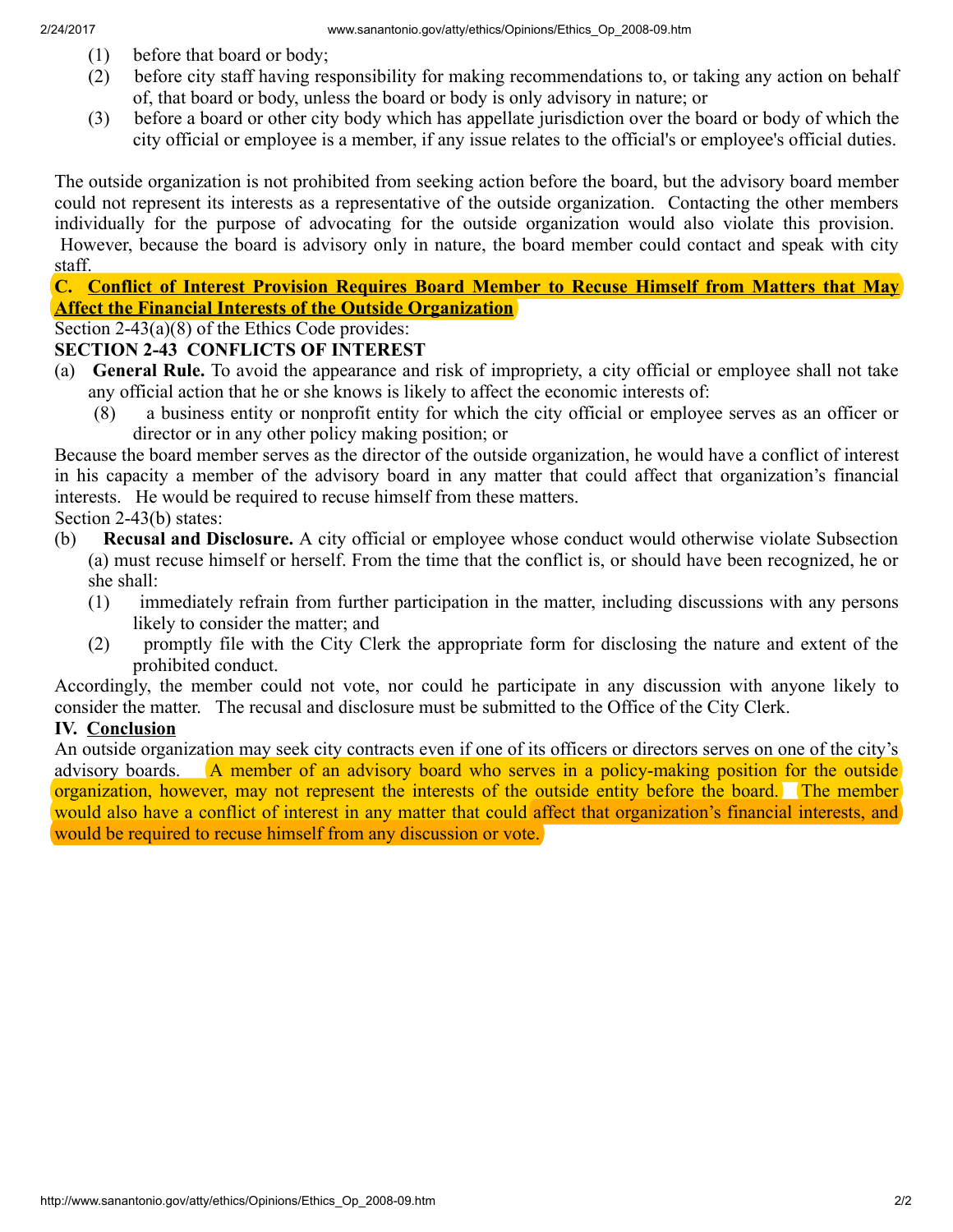(1) before that board or body;

(2) before city staff having responsibility for making recommendations to, or taking any action on behalf of, that board or body, unless the board or body is only advisory in nature; or

(3) before a board or other city body which has appellate jurisdiction over the board or body of which the city official or employee is a member, if any issue relates to the official's or employee's official duties.

The outside organization is not prohibited from seeking action before the board, but the advisory board member could not represent its interests as a representative of the outside organization. Contacting the other members individually for the purpose of advocating for the outside organization would also violate this provision. However, because the board is advisory only in nature, the board member could contact and speak with city staff.

**C. Conflict of Interest Provision Requires Board Member to Recuse Himself from Matters that May Affect the Financial Interests of the Outside Organization**

Section 2-43(a)(8) of the Ethics Code provides:

**SECTION 2-43 CONFLICTS OF INTEREST**

(a) **General Rule.** To avoid the appearance and risk of impropriety, a city official or employee shall not take any official action that he or she knows is likely to affect the economic interests of:

(8) a business entity or nonprofit entity for which the city official or employee serves as an officer or director or in any other policy making position; or

Because the board member serves as the director of the outside organization, he would have a conflict of interest in his capacity a member of the advisory board in any matter that could affect that organization's financial interests. He would be required to recuse himself from these matters.

Section 2-43(b) states:

(b) **Recusal and Disclosure.** A city official or employee whose conduct would otherwise violate Subsection (a) must recuse himself or herself. From the time that the conflict is, or should have been recognized, he or she shall:

(1) immediately refrain from further participation in the matter, including discussions with any persons likely to consider the matter; and

(2) promptly file with the City Clerk the appropriate form for disclosing the nature and extent of the prohibited conduct.

Accordingly, the member could not vote, nor could he participate in any discussion with anyone likely to consider the matter. The recusal and disclosure must be submitted to the Office of the City Clerk.

**IV. Conclusion**

An outside organization may seek city contracts even if one of its officers or directors serves on one of the city's advisory boards. A member of an advisory board who serves in a policy-making position for the outside organization, however, may not represent the interests of the outside entity before the board. The member would also have a conflict of interest in any matter that could affect that organization's financial interests, and would be required to recuse himself from any discussion or vote.